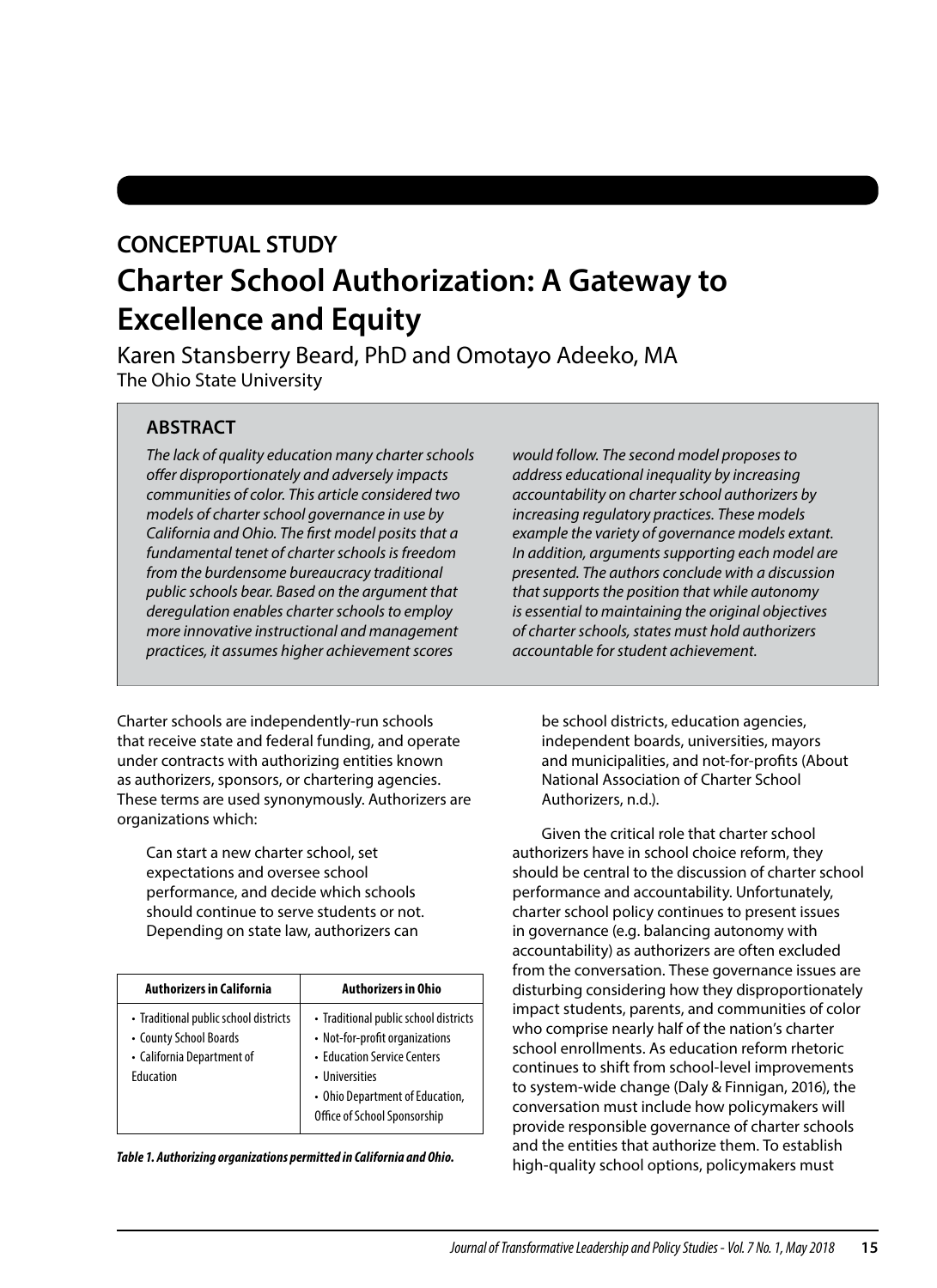## CONCEPTUAL STUDY

# Charter School Authorization: A Gateway to Excellence and Equity

Karen Stansberry Beard, PhD and Omotayo Adeeko, MA
The Ohio State University

### ABSTRACT

*The lack of quality education many charter schools offer disproportionately and adversely impacts communities of color. This article considered two models of charter school governance in use by California and Ohio. The first model posits that a fundamental tenet of charter schools is freedom from the burdensome bureaucracy traditional public schools bear. Based on the argument that deregulation enables charter schools to employ more innovative instructional and management practices, it assumes higher achievement scores would follow. The second model proposes to address educational inequality by increasing accountability on charter school authorizers by increasing regulatory practices. These models example the variety of governance models extant. In addition, arguments supporting each model are presented. The authors conclude with a discussion that supports the position that while autonomy is essential to maintaining the original objectives of charter schools, states must hold authorizers accountable for student achievement.*

Charter schools are independently-run schools that receive state and federal funding, and operate under contracts with authorizing entities known as authorizers, sponsors, or chartering agencies. These terms are used synonymously. Authorizers are organizations which:

> Can start a new charter school, set expectations and oversee school performance, and decide which schools should continue to serve students or not. Depending on state law, authorizers can be school districts, education agencies, independent boards, universities, mayors and municipalities, and not-for-profits (About National Association of Charter School Authorizers, n.d.).

| Authorizers in California | Authorizers in Ohio |
|---|---|
| • Traditional public school districts<br>• County School Boards<br>• California Department of Education | • Traditional public school districts<br>• Not-for-profit organizations<br>• Education Service Centers<br>• Universities<br>• Ohio Department of Education, Office of School Sponsorship |

***Table 1. Authorizing organizations permitted in California and Ohio.***

Given the critical role that charter school authorizers have in school choice reform, they should be central to the discussion of charter school performance and accountability. Unfortunately, charter school policy continues to present issues in governance (e.g. balancing autonomy with accountability) as authorizers are often excluded from the conversation. These governance issues are disturbing considering how they disproportionately impact students, parents, and communities of color who comprise nearly half of the nation's charter school enrollments. As education reform rhetoric continues to shift from school-level improvements to system-wide change (Daly & Finnigan, 2016), the conversation must include how policymakers will provide responsible governance of charter schools and the entities that authorize them. To establish high-quality school options, policymakers must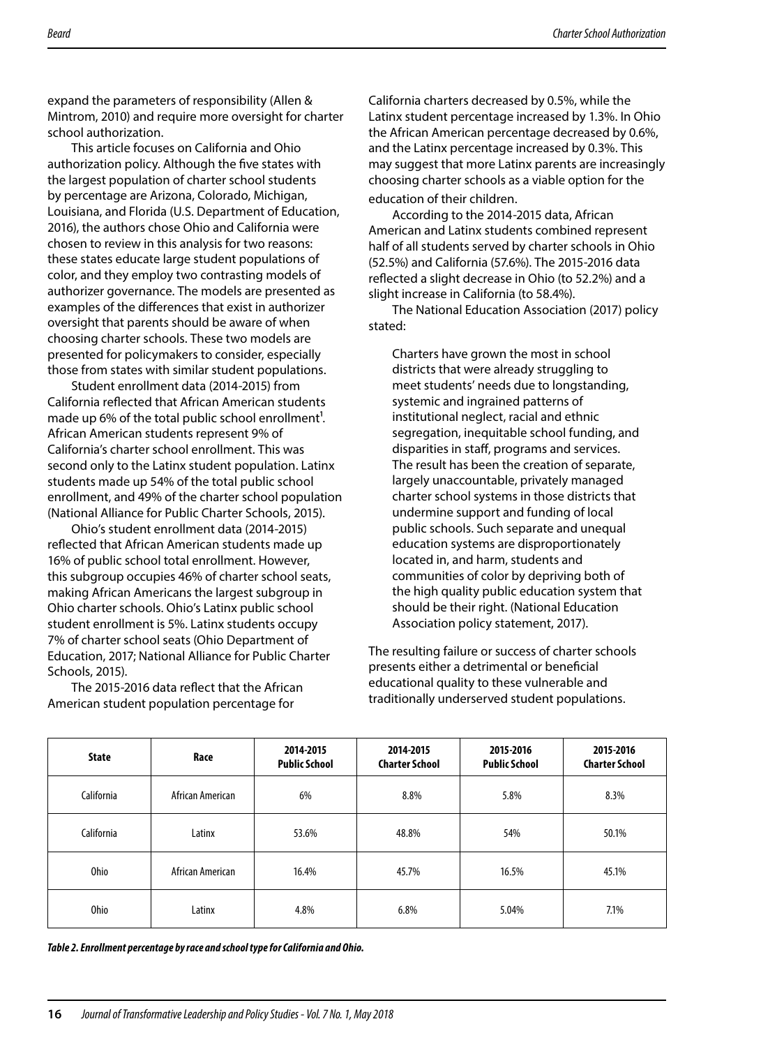expand the parameters of responsibility (Allen & Mintrom, 2010) and require more oversight for charter school authorization.

This article focuses on California and Ohio authorization policy. Although the five states with the largest population of charter school students by percentage are Arizona, Colorado, Michigan, Louisiana, and Florida (U.S. Department of Education, 2016), the authors chose Ohio and California were chosen to review in this analysis for two reasons: these states educate large student populations of color, and they employ two contrasting models of authorizer governance. The models are presented as examples of the differences that exist in authorizer oversight that parents should be aware of when choosing charter schools. These two models are presented for policymakers to consider, especially those from states with similar student populations.

Student enrollment data (2014-2015) from California reflected that African American students made up 6% of the total public school enrollment[1]. African American students represent 9% of California's charter school enrollment. This was second only to the Latinx student population. Latinx students made up 54% of the total public school enrollment, and 49% of the charter school population (National Alliance for Public Charter Schools, 2015).

Ohio's student enrollment data (2014-2015) reflected that African American students made up 16% of public school total enrollment. However, this subgroup occupies 46% of charter school seats, making African Americans the largest subgroup in Ohio charter schools. Ohio's Latinx public school student enrollment is 5%. Latinx students occupy 7% of charter school seats (Ohio Department of Education, 2017; National Alliance for Public Charter Schools, 2015).

The 2015-2016 data reflect that the African American student population percentage for California charters decreased by 0.5%, while the Latinx student percentage increased by 1.3%. In Ohio the African American percentage decreased by 0.6%, and the Latinx percentage increased by 0.3%. This may suggest that more Latinx parents are increasingly choosing charter schools as a viable option for the education of their children.

According to the 2014-2015 data, African American and Latinx students combined represent half of all students served by charter schools in Ohio (52.5%) and California (57.6%). The 2015-2016 data reflected a slight decrease in Ohio (to 52.2%) and a slight increase in California (to 58.4%).

The National Education Association (2017) policy stated:

> Charters have grown the most in school districts that were already struggling to meet students' needs due to longstanding, systemic and ingrained patterns of institutional neglect, racial and ethnic segregation, inequitable school funding, and disparities in staff, programs and services. The result has been the creation of separate, largely unaccountable, privately managed charter school systems in those districts that undermine support and funding of local public schools. Such separate and unequal education systems are disproportionately located in, and harm, students and communities of color by depriving both of the high quality public education system that should be their right. (National Education Association policy statement, 2017).

The resulting failure or success of charter schools presents either a detrimental or beneficial educational quality to these vulnerable and traditionally underserved student populations.

| State | Race | 2014-2015 Public School | 2014-2015 Charter School | 2015-2016 Public School | 2015-2016 Charter School |
|---|---|---|---|---|---|
| California | African American | 6% | 8.8% | 5.8% | 8.3% |
| California | Latinx | 53.6% | 48.8% | 54% | 50.1% |
| Ohio | African American | 16.4% | 45.7% | 16.5% | 45.1% |
| Ohio | Latinx | 4.8% | 6.8% | 5.04% | 7.1% |

***Table 2. Enrollment percentage by race and school type for California and Ohio.***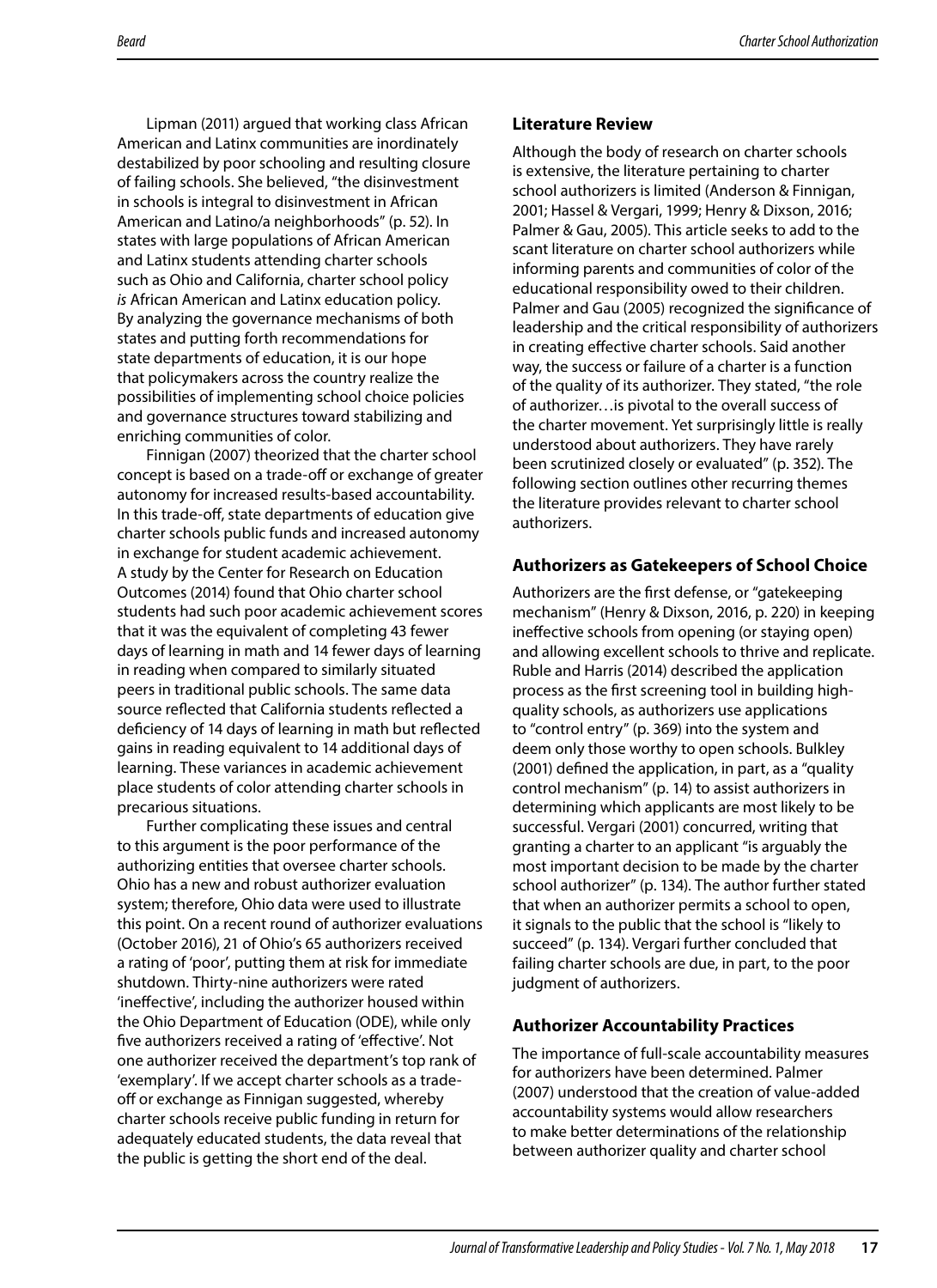Lipman (2011) argued that working class African American and Latinx communities are inordinately destabilized by poor schooling and resulting closure of failing schools. She believed, "the disinvestment in schools is integral to disinvestment in African American and Latino/a neighborhoods" (p. 52). In states with large populations of African American and Latinx students attending charter schools such as Ohio and California, charter school policy *is* African American and Latinx education policy. By analyzing the governance mechanisms of both states and putting forth recommendations for state departments of education, it is our hope that policymakers across the country realize the possibilities of implementing school choice policies and governance structures toward stabilizing and enriching communities of color.

Finnigan (2007) theorized that the charter school concept is based on a trade-off or exchange of greater autonomy for increased results-based accountability. In this trade-off, state departments of education give charter schools public funds and increased autonomy in exchange for student academic achievement. A study by the Center for Research on Education Outcomes (2014) found that Ohio charter school students had such poor academic achievement scores that it was the equivalent of completing 43 fewer days of learning in math and 14 fewer days of learning in reading when compared to similarly situated peers in traditional public schools. The same data source reflected that California students reflected a deficiency of 14 days of learning in math but reflected gains in reading equivalent to 14 additional days of learning. These variances in academic achievement place students of color attending charter schools in precarious situations.

Further complicating these issues and central to this argument is the poor performance of the authorizing entities that oversee charter schools. Ohio has a new and robust authorizer evaluation system; therefore, Ohio data were used to illustrate this point. On a recent round of authorizer evaluations (October 2016), 21 of Ohio's 65 authorizers received a rating of 'poor', putting them at risk for immediate shutdown. Thirty-nine authorizers were rated 'ineffective', including the authorizer housed within the Ohio Department of Education (ODE), while only five authorizers received a rating of 'effective'. Not one authorizer received the department's top rank of 'exemplary'. If we accept charter schools as a trade-off or exchange as Finnigan suggested, whereby charter schools receive public funding in return for adequately educated students, the data reveal that the public is getting the short end of the deal.

## Literature Review

Although the body of research on charter schools is extensive, the literature pertaining to charter school authorizers is limited (Anderson & Finnigan, 2001; Hassel & Vergari, 1999; Henry & Dixson, 2016; Palmer & Gau, 2005). This article seeks to add to the scant literature on charter school authorizers while informing parents and communities of color of the educational responsibility owed to their children. Palmer and Gau (2005) recognized the significance of leadership and the critical responsibility of authorizers in creating effective charter schools. Said another way, the success or failure of a charter is a function of the quality of its authorizer. They stated, "the role of authorizer…is pivotal to the overall success of the charter movement. Yet surprisingly little is really understood about authorizers. They have rarely been scrutinized closely or evaluated" (p. 352). The following section outlines other recurring themes the literature provides relevant to charter school authorizers.

### Authorizers as Gatekeepers of School Choice

Authorizers are the first defense, or "gatekeeping mechanism" (Henry & Dixson, 2016, p. 220) in keeping ineffective schools from opening (or staying open) and allowing excellent schools to thrive and replicate. Ruble and Harris (2014) described the application process as the first screening tool in building high-quality schools, as authorizers use applications to "control entry" (p. 369) into the system and deem only those worthy to open schools. Bulkley (2001) defined the application, in part, as a "quality control mechanism" (p. 14) to assist authorizers in determining which applicants are most likely to be successful. Vergari (2001) concurred, writing that granting a charter to an applicant "is arguably the most important decision to be made by the charter school authorizer" (p. 134). The author further stated that when an authorizer permits a school to open, it signals to the public that the school is "likely to succeed" (p. 134). Vergari further concluded that failing charter schools are due, in part, to the poor judgment of authorizers.

### Authorizer Accountability Practices

The importance of full-scale accountability measures for authorizers have been determined. Palmer (2007) understood that the creation of value-added accountability systems would allow researchers to make better determinations of the relationship between authorizer quality and charter school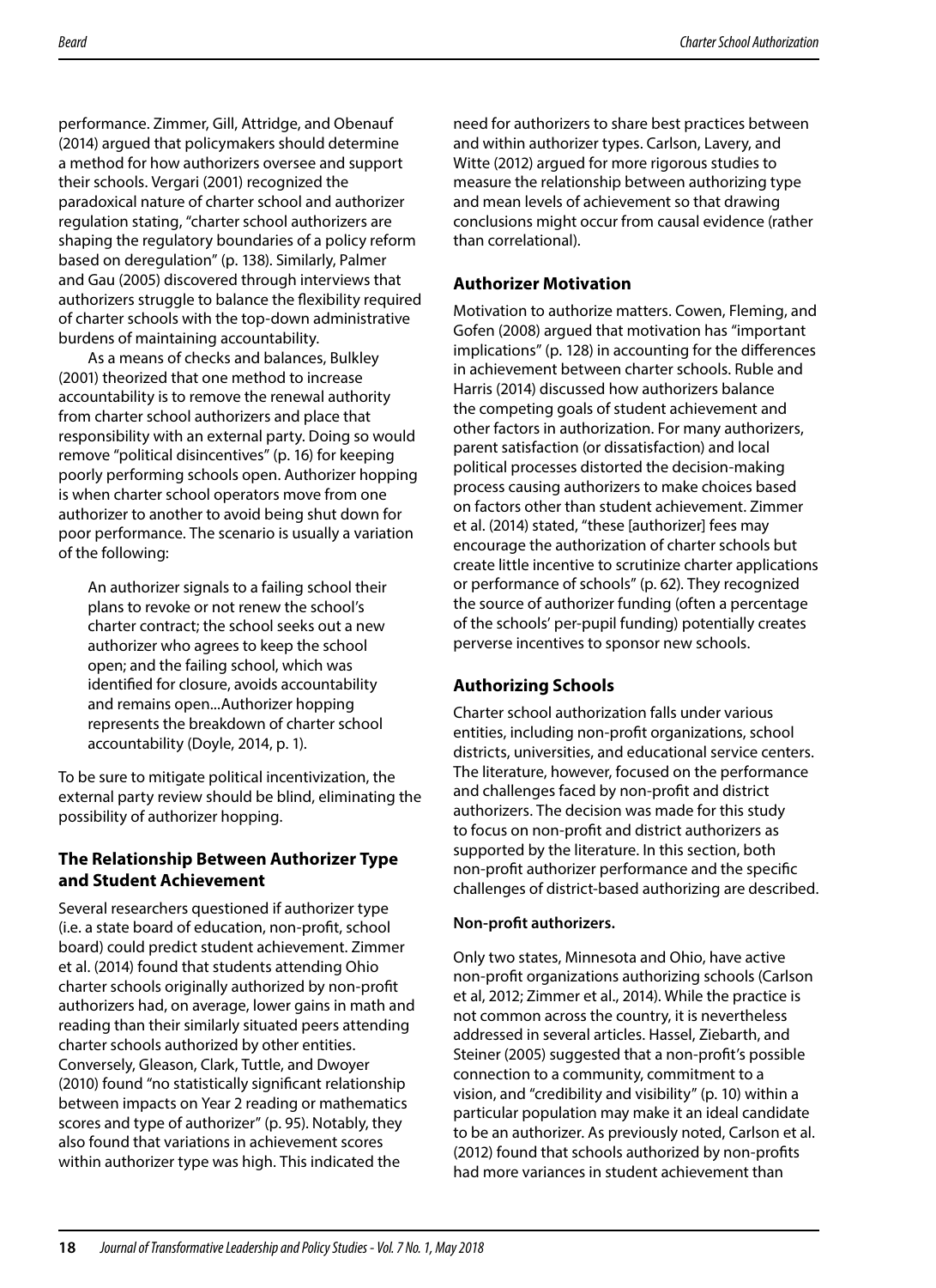performance. Zimmer, Gill, Attridge, and Obenauf (2014) argued that policymakers should determine a method for how authorizers oversee and support their schools. Vergari (2001) recognized the paradoxical nature of charter school and authorizer regulation stating, "charter school authorizers are shaping the regulatory boundaries of a policy reform based on deregulation" (p. 138). Similarly, Palmer and Gau (2005) discovered through interviews that authorizers struggle to balance the flexibility required of charter schools with the top-down administrative burdens of maintaining accountability.

As a means of checks and balances, Bulkley (2001) theorized that one method to increase accountability is to remove the renewal authority from charter school authorizers and place that responsibility with an external party. Doing so would remove "political disincentives" (p. 16) for keeping poorly performing schools open. Authorizer hopping is when charter school operators move from one authorizer to another to avoid being shut down for poor performance. The scenario is usually a variation of the following:

> An authorizer signals to a failing school their plans to revoke or not renew the school's charter contract; the school seeks out a new authorizer who agrees to keep the school open; and the failing school, which was identified for closure, avoids accountability and remains open...Authorizer hopping represents the breakdown of charter school accountability (Doyle, 2014, p. 1).

To be sure to mitigate political incentivization, the external party review should be blind, eliminating the possibility of authorizer hopping.

### The Relationship Between Authorizer Type and Student Achievement

Several researchers questioned if authorizer type (i.e. a state board of education, non-profit, school board) could predict student achievement. Zimmer et al. (2014) found that students attending Ohio charter schools originally authorized by non-profit authorizers had, on average, lower gains in math and reading than their similarly situated peers attending charter schools authorized by other entities. Conversely, Gleason, Clark, Tuttle, and Dwoyer (2010) found "no statistically significant relationship between impacts on Year 2 reading or mathematics scores and type of authorizer" (p. 95). Notably, they also found that variations in achievement scores within authorizer type was high. This indicated the need for authorizers to share best practices between and within authorizer types. Carlson, Lavery, and Witte (2012) argued for more rigorous studies to measure the relationship between authorizing type and mean levels of achievement so that drawing conclusions might occur from causal evidence (rather than correlational).

### Authorizer Motivation

Motivation to authorize matters. Cowen, Fleming, and Gofen (2008) argued that motivation has "important implications" (p. 128) in accounting for the differences in achievement between charter schools. Ruble and Harris (2014) discussed how authorizers balance the competing goals of student achievement and other factors in authorization. For many authorizers, parent satisfaction (or dissatisfaction) and local political processes distorted the decision-making process causing authorizers to make choices based on factors other than student achievement. Zimmer et al. (2014) stated, "these [authorizer] fees may encourage the authorization of charter schools but create little incentive to scrutinize charter applications or performance of schools" (p. 62). They recognized the source of authorizer funding (often a percentage of the schools' per-pupil funding) potentially creates perverse incentives to sponsor new schools.

### Authorizing Schools

Charter school authorization falls under various entities, including non-profit organizations, school districts, universities, and educational service centers. The literature, however, focused on the performance and challenges faced by non-profit and district authorizers. The decision was made for this study to focus on non-profit and district authorizers as supported by the literature. In this section, both non-profit authorizer performance and the specific challenges of district-based authorizing are described.

#### Non-profit authorizers.

Only two states, Minnesota and Ohio, have active non-profit organizations authorizing schools (Carlson et al, 2012; Zimmer et al., 2014). While the practice is not common across the country, it is nevertheless addressed in several articles. Hassel, Ziebarth, and Steiner (2005) suggested that a non-profit's possible connection to a community, commitment to a vision, and "credibility and visibility" (p. 10) within a particular population may make it an ideal candidate to be an authorizer. As previously noted, Carlson et al. (2012) found that schools authorized by non-profits had more variances in student achievement than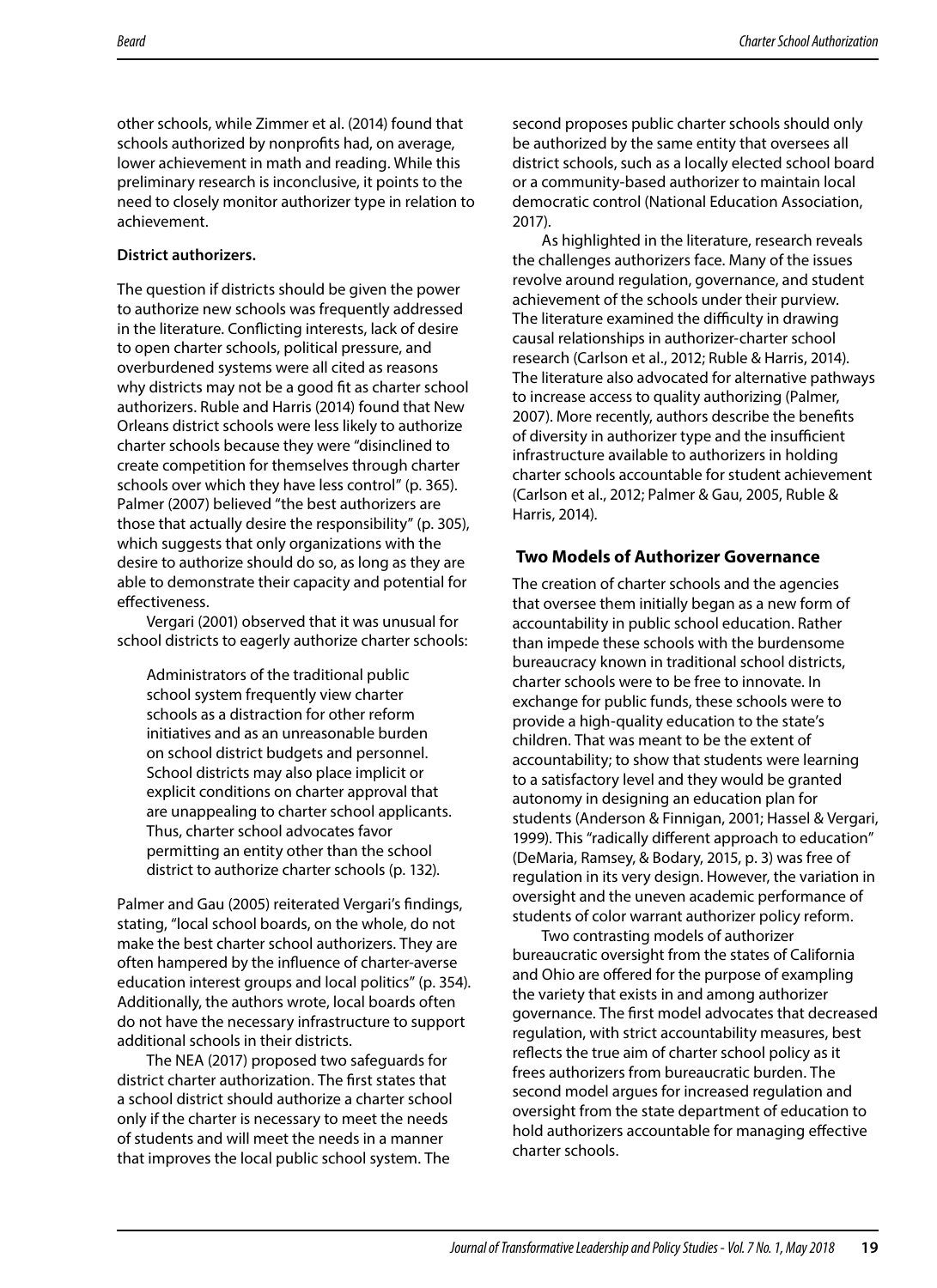other schools, while Zimmer et al. (2014) found that schools authorized by nonprofits had, on average, lower achievement in math and reading. While this preliminary research is inconclusive, it points to the need to closely monitor authorizer type in relation to achievement.

**District authorizers.**

The question if districts should be given the power to authorize new schools was frequently addressed in the literature. Conflicting interests, lack of desire to open charter schools, political pressure, and overburdened systems were all cited as reasons why districts may not be a good fit as charter school authorizers. Ruble and Harris (2014) found that New Orleans district schools were less likely to authorize charter schools because they were "disinclined to create competition for themselves through charter schools over which they have less control" (p. 365). Palmer (2007) believed "the best authorizers are those that actually desire the responsibility" (p. 305), which suggests that only organizations with the desire to authorize should do so, as long as they are able to demonstrate their capacity and potential for effectiveness.

Vergari (2001) observed that it was unusual for school districts to eagerly authorize charter schools:

> Administrators of the traditional public school system frequently view charter schools as a distraction for other reform initiatives and as an unreasonable burden on school district budgets and personnel. School districts may also place implicit or explicit conditions on charter approval that are unappealing to charter school applicants. Thus, charter school advocates favor permitting an entity other than the school district to authorize charter schools (p. 132).

Palmer and Gau (2005) reiterated Vergari's findings, stating, "local school boards, on the whole, do not make the best charter school authorizers. They are often hampered by the influence of charter-averse education interest groups and local politics" (p. 354). Additionally, the authors wrote, local boards often do not have the necessary infrastructure to support additional schools in their districts.

The NEA (2017) proposed two safeguards for district charter authorization. The first states that a school district should authorize a charter school only if the charter is necessary to meet the needs of students and will meet the needs in a manner that improves the local public school system. The second proposes public charter schools should only be authorized by the same entity that oversees all district schools, such as a locally elected school board or a community-based authorizer to maintain local democratic control (National Education Association, 2017).

As highlighted in the literature, research reveals the challenges authorizers face. Many of the issues revolve around regulation, governance, and student achievement of the schools under their purview. The literature examined the difficulty in drawing causal relationships in authorizer-charter school research (Carlson et al., 2012; Ruble & Harris, 2014). The literature also advocated for alternative pathways to increase access to quality authorizing (Palmer, 2007). More recently, authors describe the benefits of diversity in authorizer type and the insufficient infrastructure available to authorizers in holding charter schools accountable for student achievement (Carlson et al., 2012; Palmer & Gau, 2005, Ruble & Harris, 2014).

## Two Models of Authorizer Governance

The creation of charter schools and the agencies that oversee them initially began as a new form of accountability in public school education. Rather than impede these schools with the burdensome bureaucracy known in traditional school districts, charter schools were to be free to innovate. In exchange for public funds, these schools were to provide a high-quality education to the state's children. That was meant to be the extent of accountability; to show that students were learning to a satisfactory level and they would be granted autonomy in designing an education plan for students (Anderson & Finnigan, 2001; Hassel & Vergari, 1999). This "radically different approach to education" (DeMaria, Ramsey, & Bodary, 2015, p. 3) was free of regulation in its very design. However, the variation in oversight and the uneven academic performance of students of color warrant authorizer policy reform.

Two contrasting models of authorizer bureaucratic oversight from the states of California and Ohio are offered for the purpose of exampling the variety that exists in and among authorizer governance. The first model advocates that decreased regulation, with strict accountability measures, best reflects the true aim of charter school policy as it frees authorizers from bureaucratic burden. The second model argues for increased regulation and oversight from the state department of education to hold authorizers accountable for managing effective charter schools.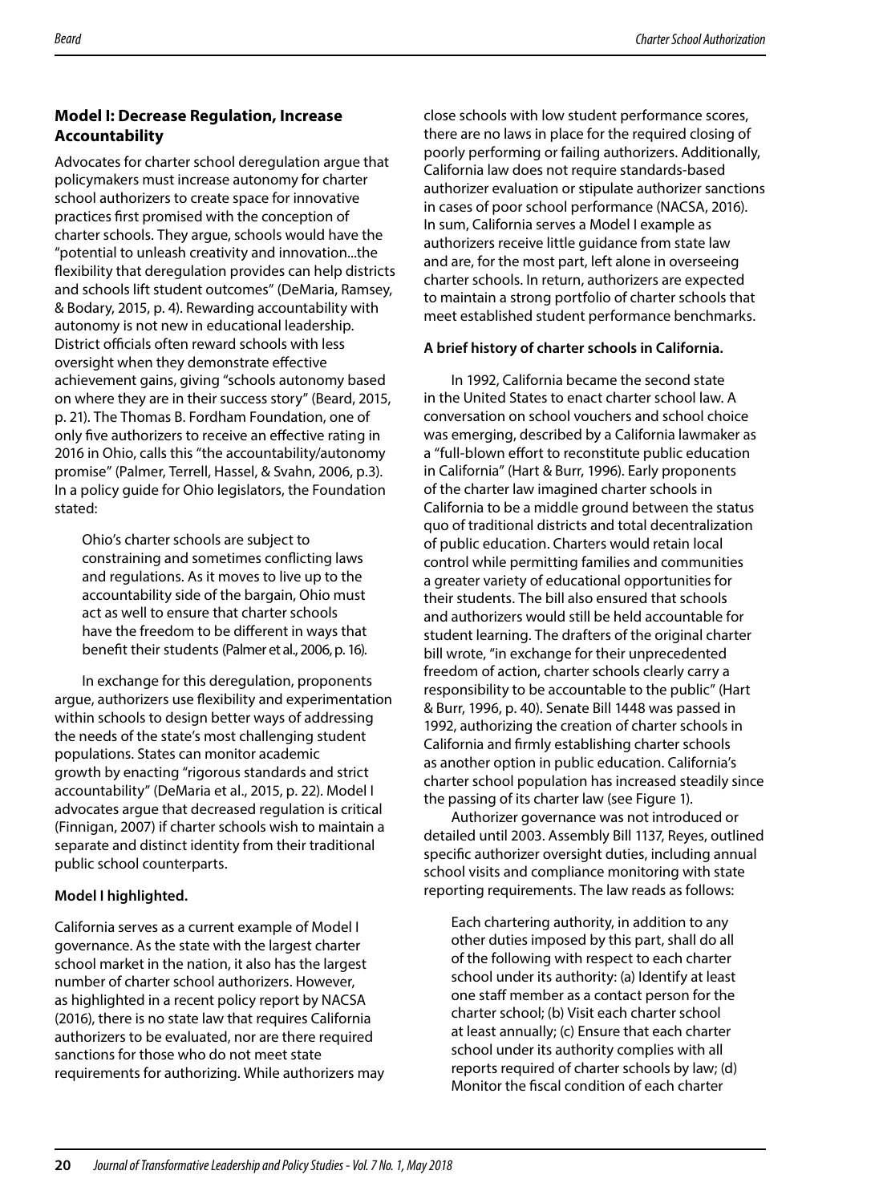### Model I: Decrease Regulation, Increase Accountability

Advocates for charter school deregulation argue that policymakers must increase autonomy for charter school authorizers to create space for innovative practices first promised with the conception of charter schools. They argue, schools would have the "potential to unleash creativity and innovation...the flexibility that deregulation provides can help districts and schools lift student outcomes" (DeMaria, Ramsey, & Bodary, 2015, p. 4). Rewarding accountability with autonomy is not new in educational leadership. District officials often reward schools with less oversight when they demonstrate effective achievement gains, giving "schools autonomy based on where they are in their success story" (Beard, 2015, p. 21). The Thomas B. Fordham Foundation, one of only five authorizers to receive an effective rating in 2016 in Ohio, calls this "the accountability/autonomy promise" (Palmer, Terrell, Hassel, & Svahn, 2006, p.3). In a policy guide for Ohio legislators, the Foundation stated:

> Ohio's charter schools are subject to constraining and sometimes conflicting laws and regulations. As it moves to live up to the accountability side of the bargain, Ohio must act as well to ensure that charter schools have the freedom to be different in ways that benefit their students (Palmer et al., 2006, p. 16).

In exchange for this deregulation, proponents argue, authorizers use flexibility and experimentation within schools to design better ways of addressing the needs of the state's most challenging student populations. States can monitor academic growth by enacting "rigorous standards and strict accountability" (DeMaria et al., 2015, p. 22). Model I advocates argue that decreased regulation is critical (Finnigan, 2007) if charter schools wish to maintain a separate and distinct identity from their traditional public school counterparts.

#### Model I highlighted.

California serves as a current example of Model I governance. As the state with the largest charter school market in the nation, it also has the largest number of charter school authorizers. However, as highlighted in a recent policy report by NACSA (2016), there is no state law that requires California authorizers to be evaluated, nor are there required sanctions for those who do not meet state requirements for authorizing. While authorizers may close schools with low student performance scores, there are no laws in place for the required closing of poorly performing or failing authorizers. Additionally, California law does not require standards-based authorizer evaluation or stipulate authorizer sanctions in cases of poor school performance (NACSA, 2016). In sum, California serves a Model I example as authorizers receive little guidance from state law and are, for the most part, left alone in overseeing charter schools. In return, authorizers are expected to maintain a strong portfolio of charter schools that meet established student performance benchmarks.

#### A brief history of charter schools in California.

In 1992, California became the second state in the United States to enact charter school law. A conversation on school vouchers and school choice was emerging, described by a California lawmaker as a "full-blown effort to reconstitute public education in California" (Hart & Burr, 1996). Early proponents of the charter law imagined charter schools in California to be a middle ground between the status quo of traditional districts and total decentralization of public education. Charters would retain local control while permitting families and communities a greater variety of educational opportunities for their students. The bill also ensured that schools and authorizers would still be held accountable for student learning. The drafters of the original charter bill wrote, "in exchange for their unprecedented freedom of action, charter schools clearly carry a responsibility to be accountable to the public" (Hart & Burr, 1996, p. 40). Senate Bill 1448 was passed in 1992, authorizing the creation of charter schools in California and firmly establishing charter schools as another option in public education. California's charter school population has increased steadily since the passing of its charter law (see Figure 1).

Authorizer governance was not introduced or detailed until 2003. Assembly Bill 1137, Reyes, outlined specific authorizer oversight duties, including annual school visits and compliance monitoring with state reporting requirements. The law reads as follows:

> Each chartering authority, in addition to any other duties imposed by this part, shall do all of the following with respect to each charter school under its authority: (a) Identify at least one staff member as a contact person for the charter school; (b) Visit each charter school at least annually; (c) Ensure that each charter school under its authority complies with all reports required of charter schools by law; (d) Monitor the fiscal condition of each charter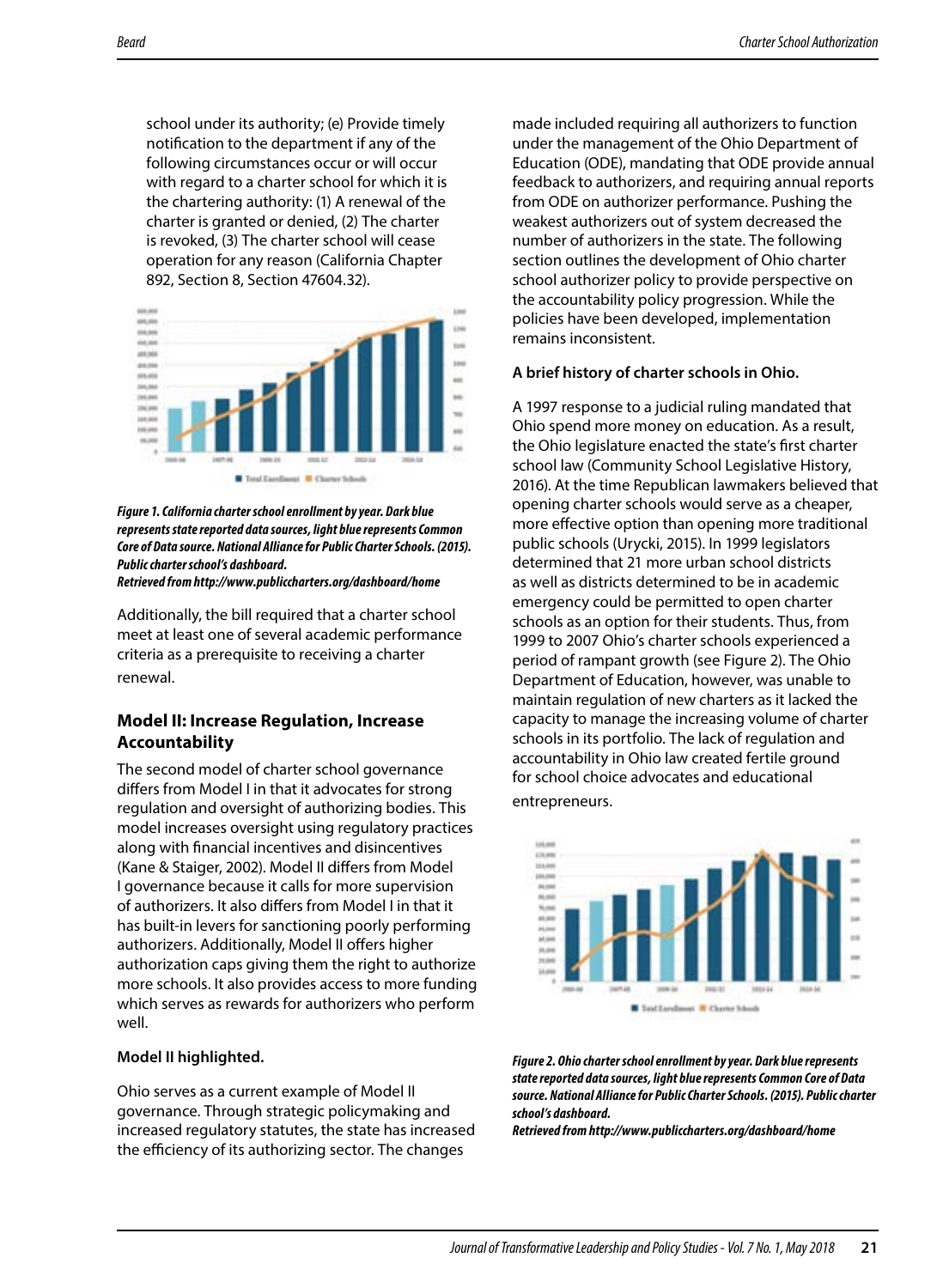school under its authority; (e) Provide timely notification to the department if any of the following circumstances occur or will occur with regard to a charter school for which it is the chartering authority: (1) A renewal of the charter is granted or denied, (2) The charter is revoked, (3) The charter school will cease operation for any reason (California Chapter 892, Section 8, Section 47604.32).

***Figure 1. California charter school enrollment by year. Dark blue represents state reported data sources, light blue represents Common Core of Data source. National Alliance for Public Charter Schools. (2015). Public charter school's dashboard. Retrieved from http://www.publiccharters.org/dashboard/home***

Additionally, the bill required that a charter school meet at least one of several academic performance criteria as a prerequisite to receiving a charter renewal.

## Model II: Increase Regulation, Increase Accountability

The second model of charter school governance differs from Model I in that it advocates for strong regulation and oversight of authorizing bodies. This model increases oversight using regulatory practices along with financial incentives and disincentives (Kane & Staiger, 2002). Model II differs from Model I governance because it calls for more supervision of authorizers. It also differs from Model I in that it has built-in levers for sanctioning poorly performing authorizers. Additionally, Model II offers higher authorization caps giving them the right to authorize more schools. It also provides access to more funding which serves as rewards for authorizers who perform well.

### Model II highlighted.

Ohio serves as a current example of Model II governance. Through strategic policymaking and increased regulatory statutes, the state has increased the efficiency of its authorizing sector. The changes made included requiring all authorizers to function under the management of the Ohio Department of Education (ODE), mandating that ODE provide annual feedback to authorizers, and requiring annual reports from ODE on authorizer performance. Pushing the weakest authorizers out of system decreased the number of authorizers in the state. The following section outlines the development of Ohio charter school authorizer policy to provide perspective on the accountability policy progression. While the policies have been developed, implementation remains inconsistent.

### A brief history of charter schools in Ohio.

A 1997 response to a judicial ruling mandated that Ohio spend more money on education. As a result, the Ohio legislature enacted the state's first charter school law (Community School Legislative History, 2016). At the time Republican lawmakers believed that opening charter schools would serve as a cheaper, more effective option than opening more traditional public schools (Urycki, 2015). In 1999 legislators determined that 21 more urban school districts as well as districts determined to be in academic emergency could be permitted to open charter schools as an option for their students. Thus, from 1999 to 2007 Ohio's charter schools experienced a period of rampant growth (see Figure 2). The Ohio Department of Education, however, was unable to maintain regulation of new charters as it lacked the capacity to manage the increasing volume of charter schools in its portfolio. The lack of regulation and accountability in Ohio law created fertile ground for school choice advocates and educational entrepreneurs.

***Figure 2. Ohio charter school enrollment by year. Dark blue represents state reported data sources, light blue represents Common Core of Data source. National Alliance for Public Charter Schools. (2015). Public charter school's dashboard. Retrieved from http://www.publiccharters.org/dashboard/home***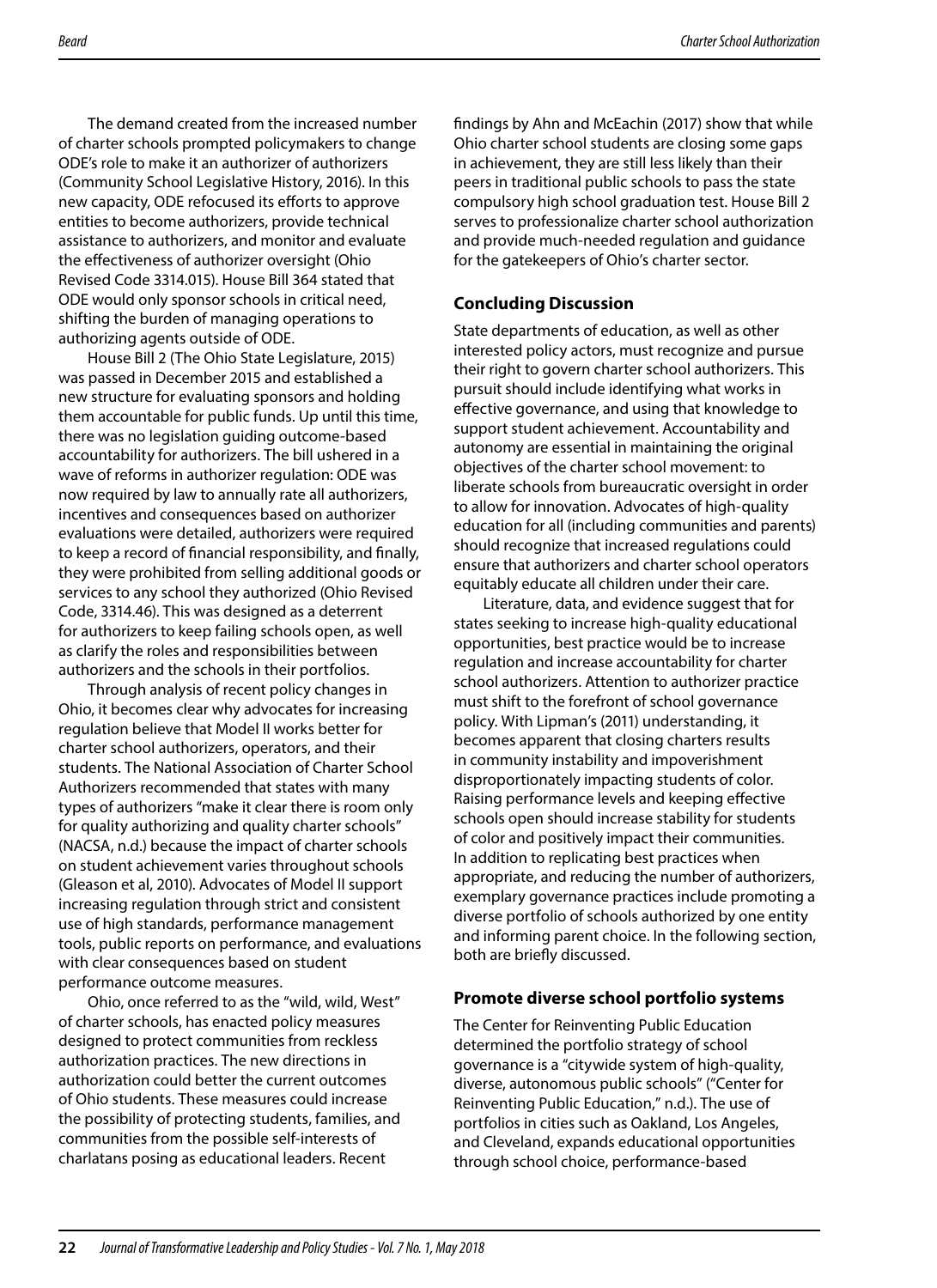The demand created from the increased number of charter schools prompted policymakers to change ODE's role to make it an authorizer of authorizers (Community School Legislative History, 2016). In this new capacity, ODE refocused its efforts to approve entities to become authorizers, provide technical assistance to authorizers, and monitor and evaluate the effectiveness of authorizer oversight (Ohio Revised Code 3314.015). House Bill 364 stated that ODE would only sponsor schools in critical need, shifting the burden of managing operations to authorizing agents outside of ODE.

House Bill 2 (The Ohio State Legislature, 2015) was passed in December 2015 and established a new structure for evaluating sponsors and holding them accountable for public funds. Up until this time, there was no legislation guiding outcome-based accountability for authorizers. The bill ushered in a wave of reforms in authorizer regulation: ODE was now required by law to annually rate all authorizers, incentives and consequences based on authorizer evaluations were detailed, authorizers were required to keep a record of financial responsibility, and finally, they were prohibited from selling additional goods or services to any school they authorized (Ohio Revised Code, 3314.46). This was designed as a deterrent for authorizers to keep failing schools open, as well as clarify the roles and responsibilities between authorizers and the schools in their portfolios.

Through analysis of recent policy changes in Ohio, it becomes clear why advocates for increasing regulation believe that Model II works better for charter school authorizers, operators, and their students. The National Association of Charter School Authorizers recommended that states with many types of authorizers "make it clear there is room only for quality authorizing and quality charter schools" (NACSA, n.d.) because the impact of charter schools on student achievement varies throughout schools (Gleason et al, 2010). Advocates of Model II support increasing regulation through strict and consistent use of high standards, performance management tools, public reports on performance, and evaluations with clear consequences based on student performance outcome measures.

Ohio, once referred to as the "wild, wild, West" of charter schools, has enacted policy measures designed to protect communities from reckless authorization practices. The new directions in authorization could better the current outcomes of Ohio students. These measures could increase the possibility of protecting students, families, and communities from the possible self-interests of charlatans posing as educational leaders. Recent findings by Ahn and McEachin (2017) show that while Ohio charter school students are closing some gaps in achievement, they are still less likely than their peers in traditional public schools to pass the state compulsory high school graduation test. House Bill 2 serves to professionalize charter school authorization and provide much-needed regulation and guidance for the gatekeepers of Ohio's charter sector.

## Concluding Discussion

State departments of education, as well as other interested policy actors, must recognize and pursue their right to govern charter school authorizers. This pursuit should include identifying what works in effective governance, and using that knowledge to support student achievement. Accountability and autonomy are essential in maintaining the original objectives of the charter school movement: to liberate schools from bureaucratic oversight in order to allow for innovation. Advocates of high-quality education for all (including communities and parents) should recognize that increased regulations could ensure that authorizers and charter school operators equitably educate all children under their care.

Literature, data, and evidence suggest that for states seeking to increase high-quality educational opportunities, best practice would be to increase regulation and increase accountability for charter school authorizers. Attention to authorizer practice must shift to the forefront of school governance policy. With Lipman's (2011) understanding, it becomes apparent that closing charters results in community instability and impoverishment disproportionately impacting students of color. Raising performance levels and keeping effective schools open should increase stability for students of color and positively impact their communities. In addition to replicating best practices when appropriate, and reducing the number of authorizers, exemplary governance practices include promoting a diverse portfolio of schools authorized by one entity and informing parent choice. In the following section, both are briefly discussed.

### Promote diverse school portfolio systems

The Center for Reinventing Public Education determined the portfolio strategy of school governance is a "citywide system of high-quality, diverse, autonomous public schools" ("Center for Reinventing Public Education," n.d.). The use of portfolios in cities such as Oakland, Los Angeles, and Cleveland, expands educational opportunities through school choice, performance-based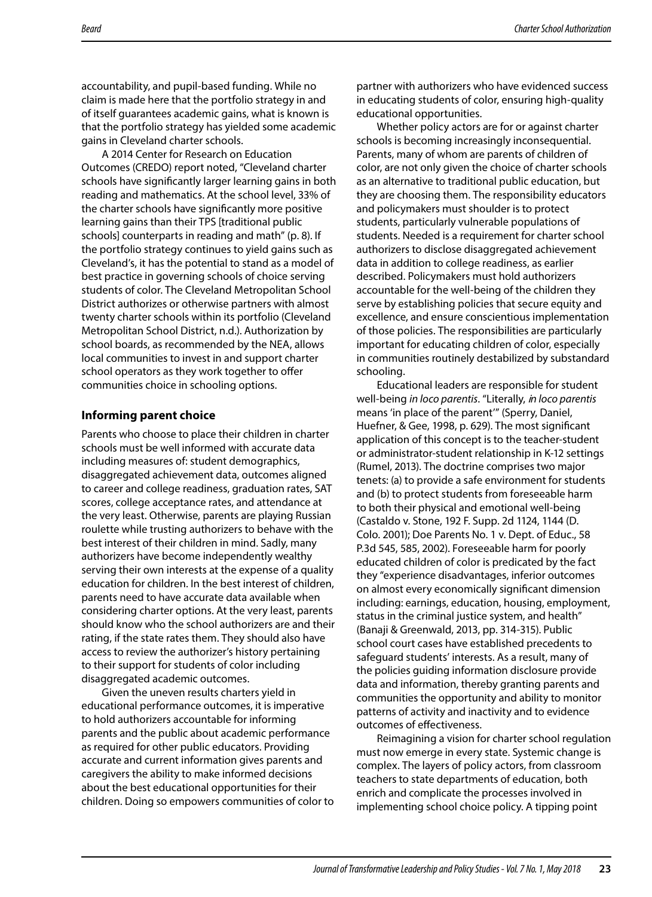accountability, and pupil-based funding. While no claim is made here that the portfolio strategy in and of itself guarantees academic gains, what is known is that the portfolio strategy has yielded some academic gains in Cleveland charter schools.

A 2014 Center for Research on Education Outcomes (CREDO) report noted, "Cleveland charter schools have significantly larger learning gains in both reading and mathematics. At the school level, 33% of the charter schools have significantly more positive learning gains than their TPS [traditional public schools] counterparts in reading and math" (p. 8). If the portfolio strategy continues to yield gains such as Cleveland's, it has the potential to stand as a model of best practice in governing schools of choice serving students of color. The Cleveland Metropolitan School District authorizes or otherwise partners with almost twenty charter schools within its portfolio (Cleveland Metropolitan School District, n.d.). Authorization by school boards, as recommended by the NEA, allows local communities to invest in and support charter school operators as they work together to offer communities choice in schooling options.

## Informing parent choice

Parents who choose to place their children in charter schools must be well informed with accurate data including measures of: student demographics, disaggregated achievement data, outcomes aligned to career and college readiness, graduation rates, SAT scores, college acceptance rates, and attendance at the very least. Otherwise, parents are playing Russian roulette while trusting authorizers to behave with the best interest of their children in mind. Sadly, many authorizers have become independently wealthy serving their own interests at the expense of a quality education for children. In the best interest of children, parents need to have accurate data available when considering charter options. At the very least, parents should know who the school authorizers are and their rating, if the state rates them. They should also have access to review the authorizer's history pertaining to their support for students of color including disaggregated academic outcomes.

Given the uneven results charters yield in educational performance outcomes, it is imperative to hold authorizers accountable for informing parents and the public about academic performance as required for other public educators. Providing accurate and current information gives parents and caregivers the ability to make informed decisions about the best educational opportunities for their children. Doing so empowers communities of color to partner with authorizers who have evidenced success in educating students of color, ensuring high-quality educational opportunities.

Whether policy actors are for or against charter schools is becoming increasingly inconsequential. Parents, many of whom are parents of children of color, are not only given the choice of charter schools as an alternative to traditional public education, but they are choosing them. The responsibility educators and policymakers must shoulder is to protect students, particularly vulnerable populations of students. Needed is a requirement for charter school authorizers to disclose disaggregated achievement data in addition to college readiness, as earlier described. Policymakers must hold authorizers accountable for the well-being of the children they serve by establishing policies that secure equity and excellence, and ensure conscientious implementation of those policies. The responsibilities are particularly important for educating children of color, especially in communities routinely destabilized by substandard schooling.

Educational leaders are responsible for student well-being *in loco parentis*. "Literally, *in loco parentis* means 'in place of the parent'" (Sperry, Daniel, Huefner, & Gee, 1998, p. 629). The most significant application of this concept is to the teacher-student or administrator-student relationship in K-12 settings (Rumel, 2013). The doctrine comprises two major tenets: (a) to provide a safe environment for students and (b) to protect students from foreseeable harm to both their physical and emotional well-being (Castaldo v. Stone, 192 F. Supp. 2d 1124, 1144 (D. Colo. 2001); Doe Parents No. 1 v. Dept. of Educ., 58 P.3d 545, 585, 2002). Foreseeable harm for poorly educated children of color is predicated by the fact they "experience every disadvantages, inferior outcomes on almost every economically significant dimension including: earnings, education, housing, employment, status in the criminal justice system, and health" (Banaji & Greenwald, 2013, pp. 314-315). Public school court cases have established precedents to safeguard students' interests. As a result, many of the policies guiding information disclosure provide data and information, thereby granting parents and communities the opportunity and ability to monitor patterns of activity and inactivity and to evidence outcomes of effectiveness.

Reimagining a vision for charter school regulation must now emerge in every state. Systemic change is complex. The layers of policy actors, from classroom teachers to state departments of education, both enrich and complicate the processes involved in implementing school choice policy. A tipping point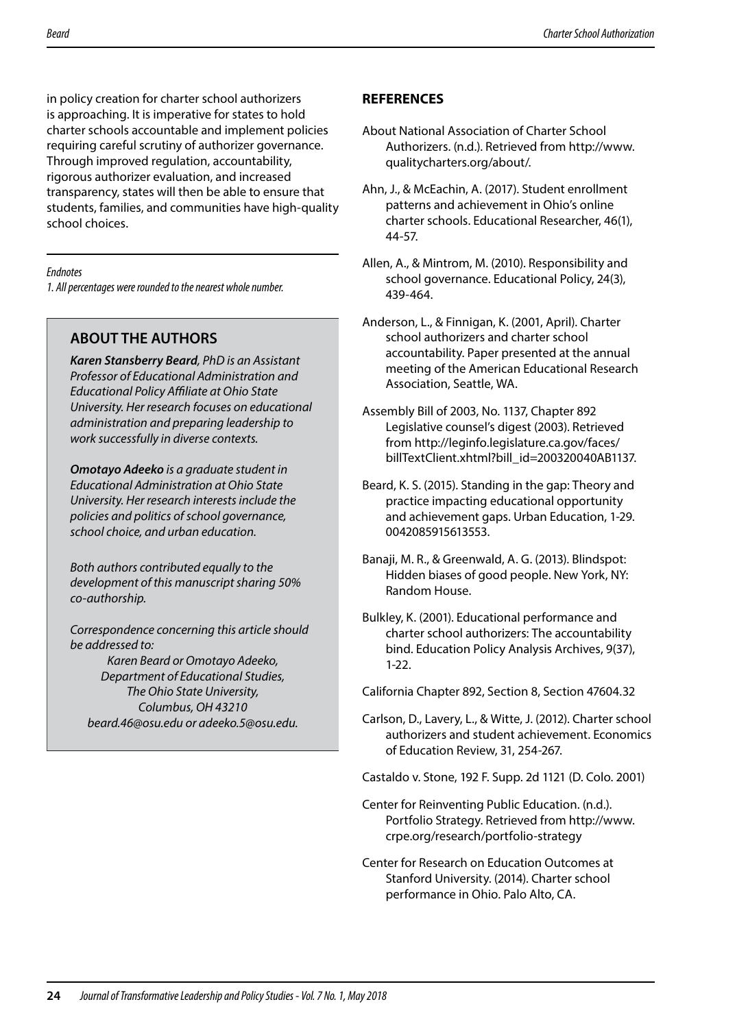in policy creation for charter school authorizers is approaching. It is imperative for states to hold charter schools accountable and implement policies requiring careful scrutiny of authorizer governance. Through improved regulation, accountability, rigorous authorizer evaluation, and increased transparency, states will then be able to ensure that students, families, and communities have high-quality school choices.

*Endnotes*

*1. All percentages were rounded to the nearest whole number.*

## ABOUT THE AUTHORS

***Karen Stansberry Beard****, PhD is an Assistant Professor of Educational Administration and Educational Policy Affiliate at Ohio State University. Her research focuses on educational administration and preparing leadership to work successfully in diverse contexts.*

***Omotayo Adeeko*** *is a graduate student in Educational Administration at Ohio State University. Her research interests include the policies and politics of school governance, school choice, and urban education.*

*Both authors contributed equally to the development of this manuscript sharing 50% co-authorship.*

*Correspondence concerning this article should be addressed to:*
*Karen Beard or Omotayo Adeeko,*
*Department of Educational Studies,*
*The Ohio State University,*
*Columbus, OH 43210*
*beard.46@osu.edu or adeeko.5@osu.edu.*

## REFERENCES

About National Association of Charter School Authorizers. (n.d.). Retrieved from http://www.qualitycharters.org/about/.

Ahn, J., & McEachin, A. (2017). Student enrollment patterns and achievement in Ohio's online charter schools. Educational Researcher, 46(1), 44-57.

Allen, A., & Mintrom, M. (2010). Responsibility and school governance. Educational Policy, 24(3), 439-464.

Anderson, L., & Finnigan, K. (2001, April). Charter school authorizers and charter school accountability. Paper presented at the annual meeting of the American Educational Research Association, Seattle, WA.

Assembly Bill of 2003, No. 1137, Chapter 892 Legislative counsel's digest (2003). Retrieved from http://leginfo.legislature.ca.gov/faces/billTextClient.xhtml?bill_id=200320040AB1137.

Beard, K. S. (2015). Standing in the gap: Theory and practice impacting educational opportunity and achievement gaps. Urban Education, 1-29. 0042085915613553.

Banaji, M. R., & Greenwald, A. G. (2013). Blindspot: Hidden biases of good people. New York, NY: Random House.

Bulkley, K. (2001). Educational performance and charter school authorizers: The accountability bind. Education Policy Analysis Archives, 9(37), 1-22.

California Chapter 892, Section 8, Section 47604.32

Carlson, D., Lavery, L., & Witte, J. (2012). Charter school authorizers and student achievement. Economics of Education Review, 31, 254-267.

Castaldo v. Stone, 192 F. Supp. 2d 1121 (D. Colo. 2001)

Center for Reinventing Public Education. (n.d.). Portfolio Strategy. Retrieved from http://www.crpe.org/research/portfolio-strategy

Center for Research on Education Outcomes at Stanford University. (2014). Charter school performance in Ohio. Palo Alto, CA.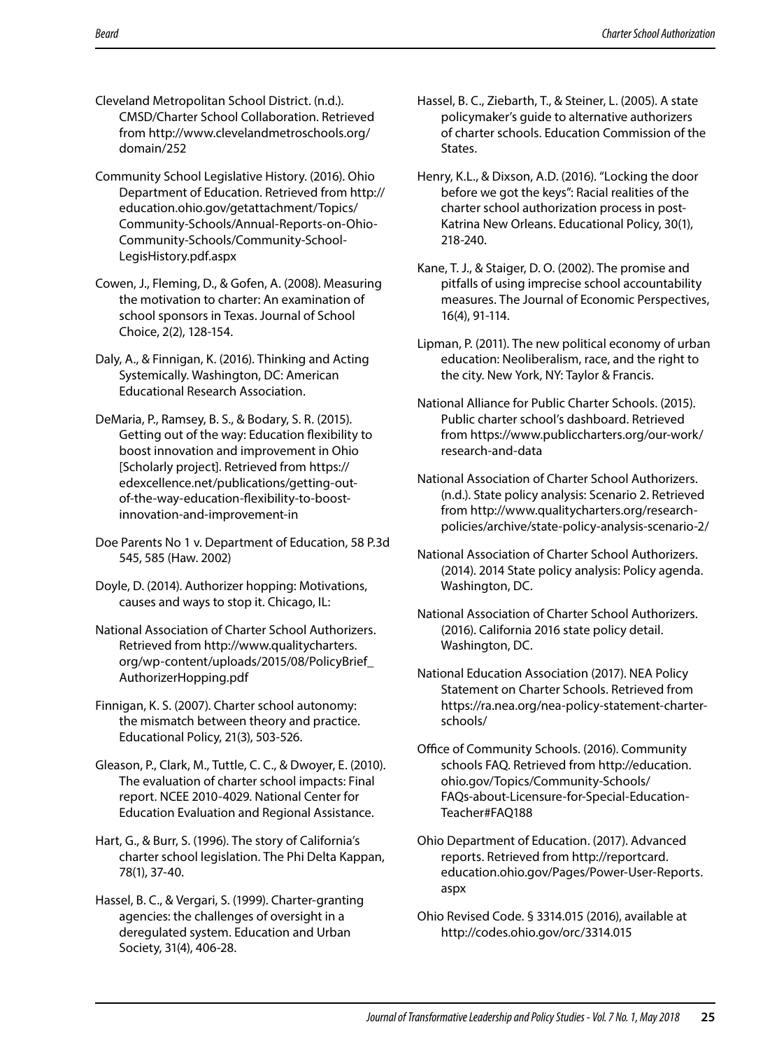Cleveland Metropolitan School District. (n.d.). CMSD/Charter School Collaboration. Retrieved from http://www.clevelandmetroschools.org/domain/252

Community School Legislative History. (2016). Ohio Department of Education. Retrieved from http://education.ohio.gov/getattachment/Topics/Community-Schools/Annual-Reports-on-Ohio-Community-Schools/Community-School-LegisHistory.pdf.aspx

Cowen, J., Fleming, D., & Gofen, A. (2008). Measuring the motivation to charter: An examination of school sponsors in Texas. Journal of School Choice, 2(2), 128-154.

Daly, A., & Finnigan, K. (2016). Thinking and Acting Systemically. Washington, DC: American Educational Research Association.

DeMaria, P., Ramsey, B. S., & Bodary, S. R. (2015). Getting out of the way: Education flexibility to boost innovation and improvement in Ohio [Scholarly project]. Retrieved from https://edexcellence.net/publications/getting-out-of-the-way-education-flexibility-to-boost-innovation-and-improvement-in

Doe Parents No 1 v. Department of Education, 58 P.3d 545, 585 (Haw. 2002)

Doyle, D. (2014). Authorizer hopping: Motivations, causes and ways to stop it. Chicago, IL:

National Association of Charter School Authorizers. Retrieved from http://www.qualitycharters.org/wp-content/uploads/2015/08/PolicyBrief_AuthorizerHopping.pdf

Finnigan, K. S. (2007). Charter school autonomy: the mismatch between theory and practice. Educational Policy, 21(3), 503-526.

Gleason, P., Clark, M., Tuttle, C. C., & Dwoyer, E. (2010). The evaluation of charter school impacts: Final report. NCEE 2010-4029. National Center for Education Evaluation and Regional Assistance.

Hart, G., & Burr, S. (1996). The story of California's charter school legislation. The Phi Delta Kappan, 78(1), 37-40.

Hassel, B. C., & Vergari, S. (1999). Charter-granting agencies: the challenges of oversight in a deregulated system. Education and Urban Society, 31(4), 406-28.

Hassel, B. C., Ziebarth, T., & Steiner, L. (2005). A state policymaker's guide to alternative authorizers of charter schools. Education Commission of the States.

Henry, K.L., & Dixson, A.D. (2016). "Locking the door before we got the keys": Racial realities of the charter school authorization process in post-Katrina New Orleans. Educational Policy, 30(1), 218-240.

Kane, T. J., & Staiger, D. O. (2002). The promise and pitfalls of using imprecise school accountability measures. The Journal of Economic Perspectives, 16(4), 91-114.

Lipman, P. (2011). The new political economy of urban education: Neoliberalism, race, and the right to the city. New York, NY: Taylor & Francis.

National Alliance for Public Charter Schools. (2015). Public charter school's dashboard. Retrieved from https://www.publiccharters.org/our-work/research-and-data

National Association of Charter School Authorizers. (n.d.). State policy analysis: Scenario 2. Retrieved from http://www.qualitycharters.org/research-policies/archive/state-policy-analysis-scenario-2/

National Association of Charter School Authorizers. (2014). 2014 State policy analysis: Policy agenda. Washington, DC.

National Association of Charter School Authorizers. (2016). California 2016 state policy detail. Washington, DC.

National Education Association (2017). NEA Policy Statement on Charter Schools. Retrieved from https://ra.nea.org/nea-policy-statement-charter-schools/

Office of Community Schools. (2016). Community schools FAQ. Retrieved from http://education.ohio.gov/Topics/Community-Schools/FAQs-about-Licensure-for-Special-Education-Teacher#FAQ188

Ohio Department of Education. (2017). Advanced reports. Retrieved from http://reportcard.education.ohio.gov/Pages/Power-User-Reports.aspx

Ohio Revised Code. § 3314.015 (2016), available at http://codes.ohio.gov/orc/3314.015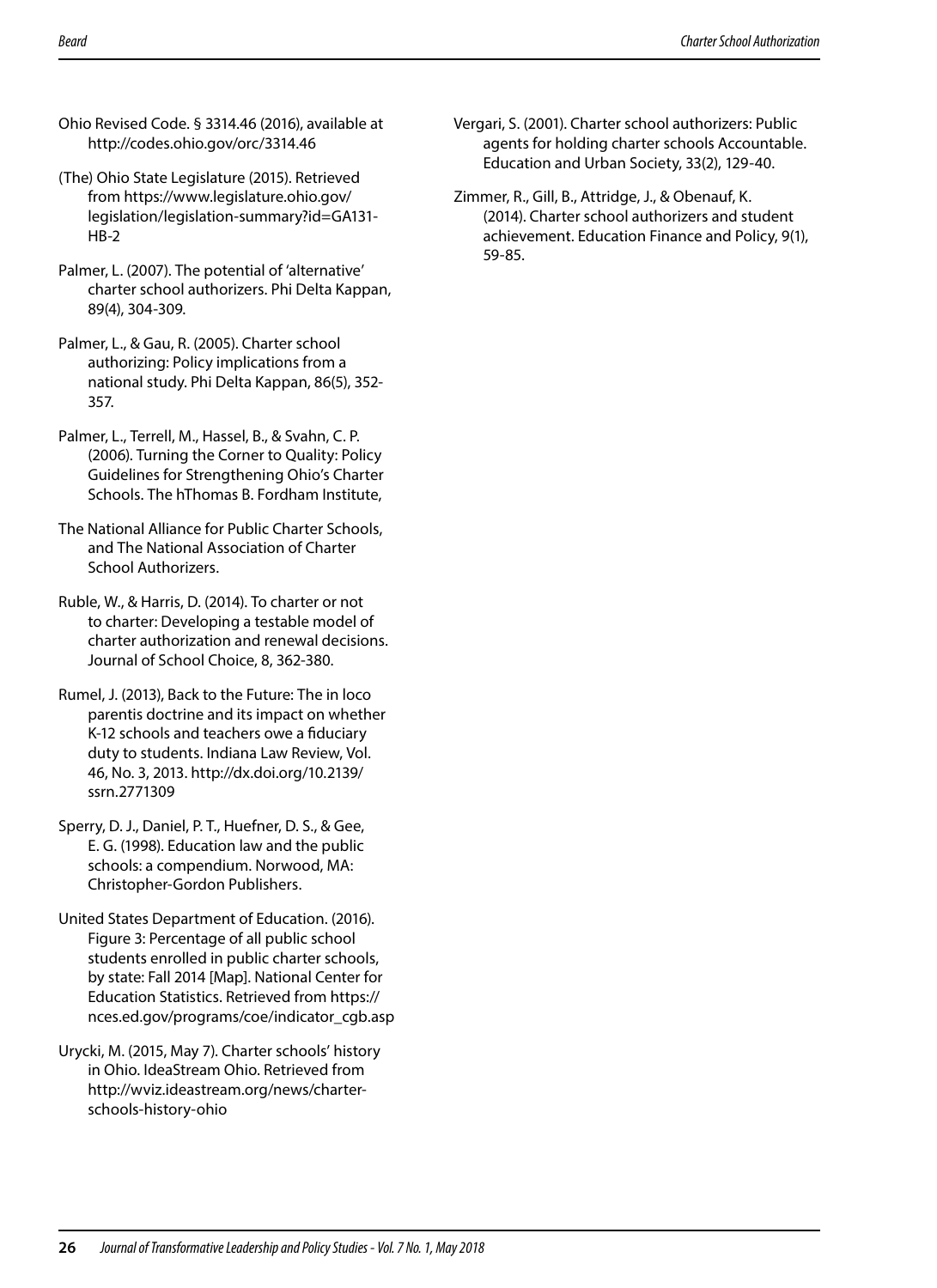Ohio Revised Code. § 3314.46 (2016), available at http://codes.ohio.gov/orc/3314.46

(The) Ohio State Legislature (2015). Retrieved from https://www.legislature.ohio.gov/legislation/legislation-summary?id=GA131-HB-2

Palmer, L. (2007). The potential of 'alternative' charter school authorizers. Phi Delta Kappan, 89(4), 304-309.

Palmer, L., & Gau, R. (2005). Charter school authorizing: Policy implications from a national study. Phi Delta Kappan, 86(5), 352-357.

Palmer, L., Terrell, M., Hassel, B., & Svahn, C. P. (2006). Turning the Corner to Quality: Policy Guidelines for Strengthening Ohio's Charter Schools. The hThomas B. Fordham Institute,

The National Alliance for Public Charter Schools, and The National Association of Charter School Authorizers.

Ruble, W., & Harris, D. (2014). To charter or not to charter: Developing a testable model of charter authorization and renewal decisions. Journal of School Choice, 8, 362-380.

Rumel, J. (2013), Back to the Future: The in loco parentis doctrine and its impact on whether K-12 schools and teachers owe a fiduciary duty to students. Indiana Law Review, Vol. 46, No. 3, 2013. http://dx.doi.org/10.2139/ssrn.2771309

Sperry, D. J., Daniel, P. T., Huefner, D. S., & Gee, E. G. (1998). Education law and the public schools: a compendium. Norwood, MA: Christopher-Gordon Publishers.

United States Department of Education. (2016). Figure 3: Percentage of all public school students enrolled in public charter schools, by state: Fall 2014 [Map]. National Center for Education Statistics. Retrieved from https://nces.ed.gov/programs/coe/indicator_cgb.asp

Urycki, M. (2015, May 7). Charter schools' history in Ohio. IdeaStream Ohio. Retrieved from http://wviz.ideastream.org/news/charter-schools-history-ohio

Vergari, S. (2001). Charter school authorizers: Public agents for holding charter schools Accountable. Education and Urban Society, 33(2), 129-40.

Zimmer, R., Gill, B., Attridge, J., & Obenauf, K. (2014). Charter school authorizers and student achievement. Education Finance and Policy, 9(1), 59-85.